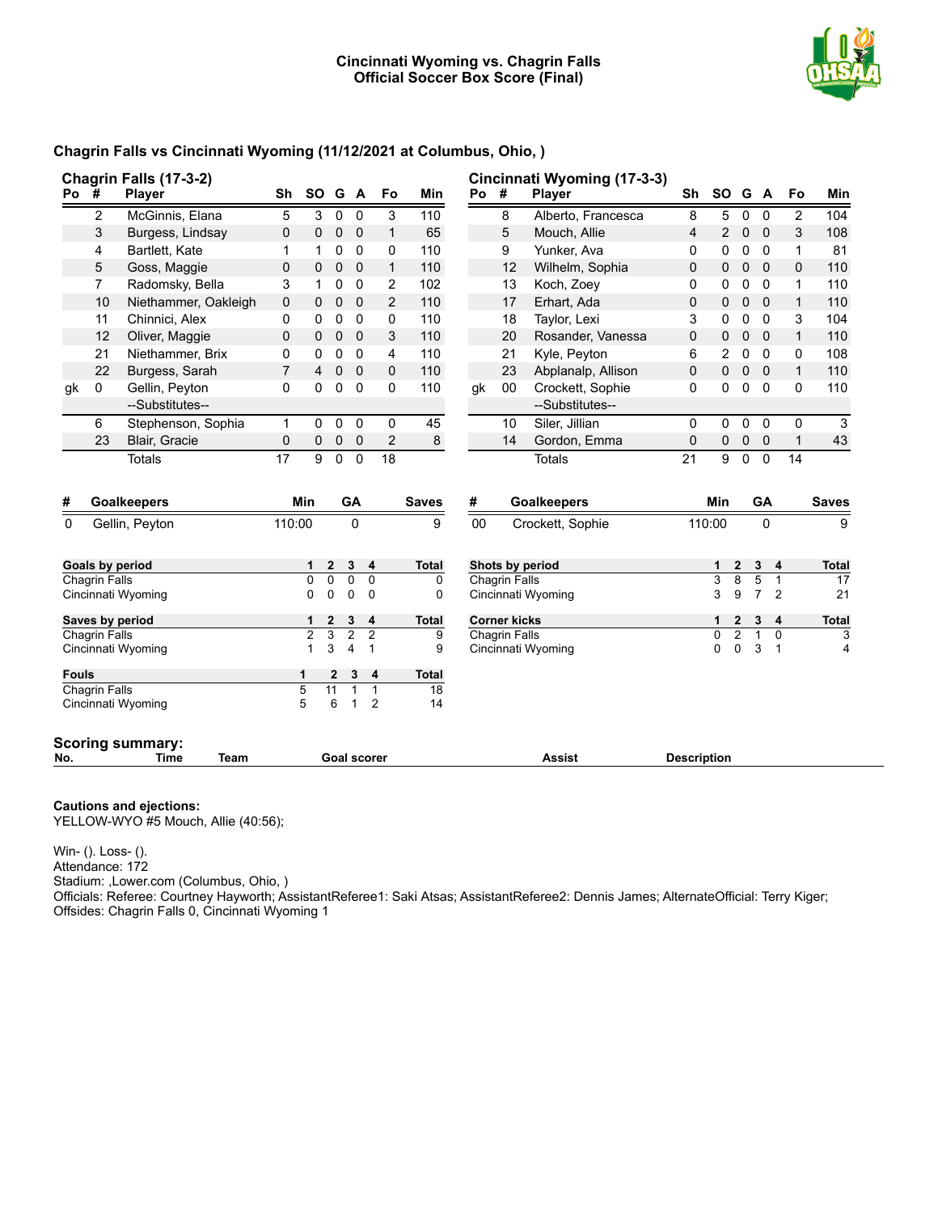# Cincinnati Wyoming vs. Chagrin Falls
## Official Soccer Box Score (Final)

### Chagrin Falls vs Cincinnati Wyoming (11/12/2021 at Columbus, Ohio, )

**Chagrin Falls (17-3-2)**

| Po | # | Player | Sh | SO | G | A | Fo | Min |
|---|---|---|---|---|---|---|---|---|
| | 2 | McGinnis, Elana | 5 | 3 | 0 | 0 | 3 | 110 |
| | 3 | Burgess, Lindsay | 0 | 0 | 0 | 0 | 1 | 65 |
| | 4 | Bartlett, Kate | 1 | 1 | 0 | 0 | 0 | 110 |
| | 5 | Goss, Maggie | 0 | 0 | 0 | 0 | 1 | 110 |
| | 7 | Radomsky, Bella | 3 | 1 | 0 | 0 | 2 | 102 |
| | 10 | Niethammer, Oakleigh | 0 | 0 | 0 | 0 | 2 | 110 |
| | 11 | Chinnici, Alex | 0 | 0 | 0 | 0 | 0 | 110 |
| | 12 | Oliver, Maggie | 0 | 0 | 0 | 0 | 3 | 110 |
| | 21 | Niethammer, Brix | 0 | 0 | 0 | 0 | 4 | 110 |
| | 22 | Burgess, Sarah | 7 | 4 | 0 | 0 | 0 | 110 |
| gk | 0 | Gellin, Peyton | 0 | 0 | 0 | 0 | 0 | 110 |
| | | --Substitutes-- | | | | | | |
| | 6 | Stephenson, Sophia | 1 | 0 | 0 | 0 | 0 | 45 |
| | 23 | Blair, Gracie | 0 | 0 | 0 | 0 | 2 | 8 |
| | | Totals | 17 | 9 | 0 | 0 | 18 | |

**Cincinnati Wyoming (17-3-3)**

| Po | # | Player | Sh | SO | G | A | Fo | Min |
|---|---|---|---|---|---|---|---|---|
| | 8 | Alberto, Francesca | 8 | 5 | 0 | 0 | 2 | 104 |
| | 5 | Mouch, Allie | 4 | 2 | 0 | 0 | 3 | 108 |
| | 9 | Yunker, Ava | 0 | 0 | 0 | 0 | 1 | 81 |
| | 12 | Wilhelm, Sophia | 0 | 0 | 0 | 0 | 0 | 110 |
| | 13 | Koch, Zoey | 0 | 0 | 0 | 0 | 1 | 110 |
| | 17 | Erhart, Ada | 0 | 0 | 0 | 0 | 1 | 110 |
| | 18 | Taylor, Lexi | 3 | 0 | 0 | 0 | 3 | 104 |
| | 20 | Rosander, Vanessa | 0 | 0 | 0 | 0 | 1 | 110 |
| | 21 | Kyle, Peyton | 6 | 2 | 0 | 0 | 0 | 108 |
| | 23 | Abplanalp, Allison | 0 | 0 | 0 | 0 | 1 | 110 |
| gk | 00 | Crockett, Sophie | 0 | 0 | 0 | 0 | 0 | 110 |
| | | --Substitutes-- | | | | | | |
| | 10 | Siler, Jillian | 0 | 0 | 0 | 0 | 0 | 3 |
| | 14 | Gordon, Emma | 0 | 0 | 0 | 0 | 1 | 43 |
| | | Totals | 21 | 9 | 0 | 0 | 14 | |

| # | Goalkeepers | Min | GA | Saves |
|---|---|---|---|---|
| 0 | Gellin, Peyton | 110:00 | 0 | 9 |

| # | Goalkeepers | Min | GA | Saves |
|---|---|---|---|---|
| 00 | Crockett, Sophie | 110:00 | 0 | 9 |

| Goals by period | 1 | 2 | 3 | 4 | Total |
|---|---|---|---|---|---|
| Chagrin Falls | 0 | 0 | 0 | 0 | 0 |
| Cincinnati Wyoming | 0 | 0 | 0 | 0 | 0 |

| Shots by period | 1 | 2 | 3 | 4 | Total |
|---|---|---|---|---|---|
| Chagrin Falls | 3 | 8 | 5 | 1 | 17 |
| Cincinnati Wyoming | 3 | 9 | 7 | 2 | 21 |

| Saves by period | 1 | 2 | 3 | 4 | Total |
|---|---|---|---|---|---|
| Chagrin Falls | 2 | 3 | 2 | 2 | 9 |
| Cincinnati Wyoming | 1 | 3 | 4 | 1 | 9 |

| Corner kicks | 1 | 2 | 3 | 4 | Total |
|---|---|---|---|---|---|
| Chagrin Falls | 0 | 2 | 1 | 0 | 3 |
| Cincinnati Wyoming | 0 | 0 | 3 | 1 | 4 |

| Fouls | 1 | 2 | 3 | 4 | Total |
|---|---|---|---|---|---|
| Chagrin Falls | 5 | 11 | 1 | 1 | 18 |
| Cincinnati Wyoming | 5 | 6 | 1 | 2 | 14 |

### Scoring summary:

| No. | Time | Team | Goal scorer | Assist | Description |
|---|---|---|---|---|---|

**Cautions and ejections:**
YELLOW-WYO #5 Mouch, Allie (40:56);

Win- (). Loss- ().
Attendance: 172
Stadium: ,Lower.com (Columbus, Ohio, )
Officials: Referee: Courtney Hayworth; AssistantReferee1: Saki Atsas; AssistantReferee2: Dennis James; AlternateOfficial: Terry Kiger;
Offsides: Chagrin Falls 0, Cincinnati Wyoming 1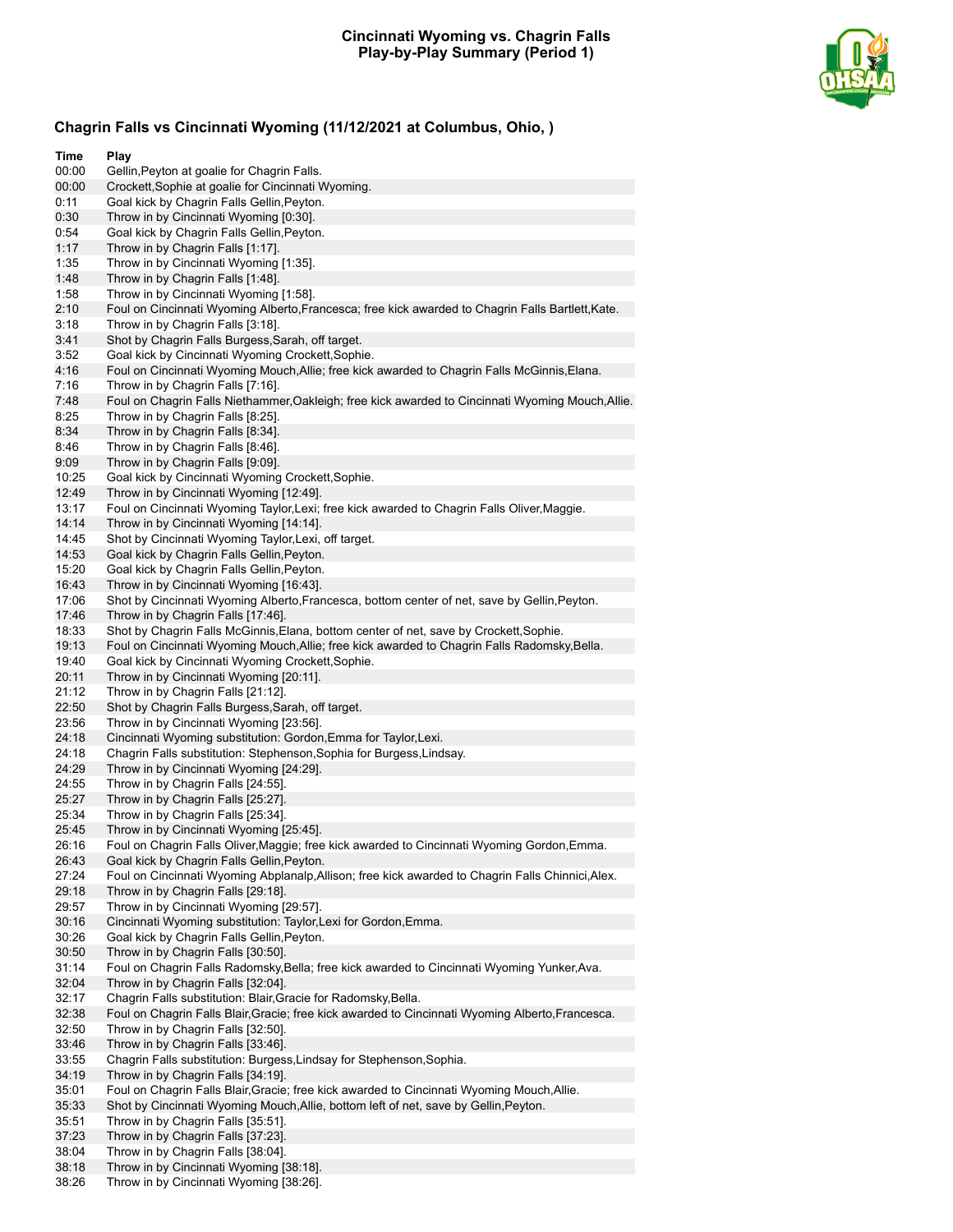# Cincinnati Wyoming vs. Chagrin Falls
## Play-by-Play Summary (Period 1)

### Chagrin Falls vs Cincinnati Wyoming (11/12/2021 at Columbus, Ohio, )

| Time | Play |
|---|---|
| 00:00 | Gellin,Peyton at goalie for Chagrin Falls. |
| 00:00 | Crockett,Sophie at goalie for Cincinnati Wyoming. |
| 0:11 | Goal kick by Chagrin Falls Gellin,Peyton. |
| 0:30 | Throw in by Cincinnati Wyoming [0:30]. |
| 0:54 | Goal kick by Chagrin Falls Gellin,Peyton. |
| 1:17 | Throw in by Chagrin Falls [1:17]. |
| 1:35 | Throw in by Cincinnati Wyoming [1:35]. |
| 1:48 | Throw in by Chagrin Falls [1:48]. |
| 1:58 | Throw in by Cincinnati Wyoming [1:58]. |
| 2:10 | Foul on Cincinnati Wyoming Alberto,Francesca; free kick awarded to Chagrin Falls Bartlett,Kate. |
| 3:18 | Throw in by Chagrin Falls [3:18]. |
| 3:41 | Shot by Chagrin Falls Burgess,Sarah, off target. |
| 3:52 | Goal kick by Cincinnati Wyoming Crockett,Sophie. |
| 4:16 | Foul on Cincinnati Wyoming Mouch,Allie; free kick awarded to Chagrin Falls McGinnis,Elana. |
| 7:16 | Throw in by Chagrin Falls [7:16]. |
| 7:48 | Foul on Chagrin Falls Niethammer,Oakleigh; free kick awarded to Cincinnati Wyoming Mouch,Allie. |
| 8:25 | Throw in by Chagrin Falls [8:25]. |
| 8:34 | Throw in by Chagrin Falls [8:34]. |
| 8:46 | Throw in by Chagrin Falls [8:46]. |
| 9:09 | Throw in by Chagrin Falls [9:09]. |
| 10:25 | Goal kick by Cincinnati Wyoming Crockett,Sophie. |
| 12:49 | Throw in by Cincinnati Wyoming [12:49]. |
| 13:17 | Foul on Cincinnati Wyoming Taylor,Lexi; free kick awarded to Chagrin Falls Oliver,Maggie. |
| 14:14 | Throw in by Cincinnati Wyoming [14:14]. |
| 14:45 | Shot by Cincinnati Wyoming Taylor,Lexi, off target. |
| 14:53 | Goal kick by Chagrin Falls Gellin,Peyton. |
| 15:20 | Goal kick by Chagrin Falls Gellin,Peyton. |
| 16:43 | Throw in by Cincinnati Wyoming [16:43]. |
| 17:06 | Shot by Cincinnati Wyoming Alberto,Francesca, bottom center of net, save by Gellin,Peyton. |
| 17:46 | Throw in by Chagrin Falls [17:46]. |
| 18:33 | Shot by Chagrin Falls McGinnis,Elana, bottom center of net, save by Crockett,Sophie. |
| 19:13 | Foul on Cincinnati Wyoming Mouch,Allie; free kick awarded to Chagrin Falls Radomsky,Bella. |
| 19:40 | Goal kick by Cincinnati Wyoming Crockett,Sophie. |
| 20:11 | Throw in by Cincinnati Wyoming [20:11]. |
| 21:12 | Throw in by Chagrin Falls [21:12]. |
| 22:50 | Shot by Chagrin Falls Burgess,Sarah, off target. |
| 23:56 | Throw in by Cincinnati Wyoming [23:56]. |
| 24:18 | Cincinnati Wyoming substitution: Gordon,Emma for Taylor,Lexi. |
| 24:18 | Chagrin Falls substitution: Stephenson,Sophia for Burgess,Lindsay. |
| 24:29 | Throw in by Cincinnati Wyoming [24:29]. |
| 24:55 | Throw in by Chagrin Falls [24:55]. |
| 25:27 | Throw in by Chagrin Falls [25:27]. |
| 25:34 | Throw in by Chagrin Falls [25:34]. |
| 25:45 | Throw in by Cincinnati Wyoming [25:45]. |
| 26:16 | Foul on Chagrin Falls Oliver,Maggie; free kick awarded to Cincinnati Wyoming Gordon,Emma. |
| 26:43 | Goal kick by Chagrin Falls Gellin,Peyton. |
| 27:24 | Foul on Cincinnati Wyoming Abplanalp,Allison; free kick awarded to Chagrin Falls Chinnici,Alex. |
| 29:18 | Throw in by Chagrin Falls [29:18]. |
| 29:57 | Throw in by Cincinnati Wyoming [29:57]. |
| 30:16 | Cincinnati Wyoming substitution: Taylor,Lexi for Gordon,Emma. |
| 30:26 | Goal kick by Chagrin Falls Gellin,Peyton. |
| 30:50 | Throw in by Chagrin Falls [30:50]. |
| 31:14 | Foul on Chagrin Falls Radomsky,Bella; free kick awarded to Cincinnati Wyoming Yunker,Ava. |
| 32:04 | Throw in by Chagrin Falls [32:04]. |
| 32:17 | Chagrin Falls substitution: Blair,Gracie for Radomsky,Bella. |
| 32:38 | Foul on Chagrin Falls Blair,Gracie; free kick awarded to Cincinnati Wyoming Alberto,Francesca. |
| 32:50 | Throw in by Chagrin Falls [32:50]. |
| 33:46 | Throw in by Chagrin Falls [33:46]. |
| 33:55 | Chagrin Falls substitution: Burgess,Lindsay for Stephenson,Sophia. |
| 34:19 | Throw in by Chagrin Falls [34:19]. |
| 35:01 | Foul on Chagrin Falls Blair,Gracie; free kick awarded to Cincinnati Wyoming Mouch,Allie. |
| 35:33 | Shot by Cincinnati Wyoming Mouch,Allie, bottom left of net, save by Gellin,Peyton. |
| 35:51 | Throw in by Chagrin Falls [35:51]. |
| 37:23 | Throw in by Chagrin Falls [37:23]. |
| 38:04 | Throw in by Chagrin Falls [38:04]. |
| 38:18 | Throw in by Cincinnati Wyoming [38:18]. |
| 38:26 | Throw in by Cincinnati Wyoming [38:26]. |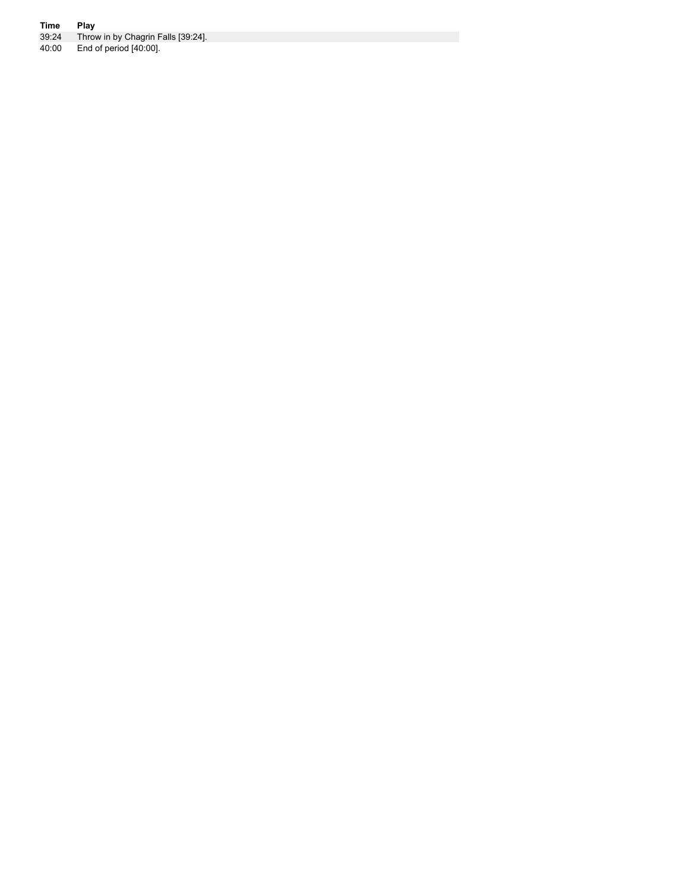| Time | Play |
| --- | --- |
| 39:24 | Throw in by Chagrin Falls [39:24]. |
| 40:00 | End of period [40:00]. |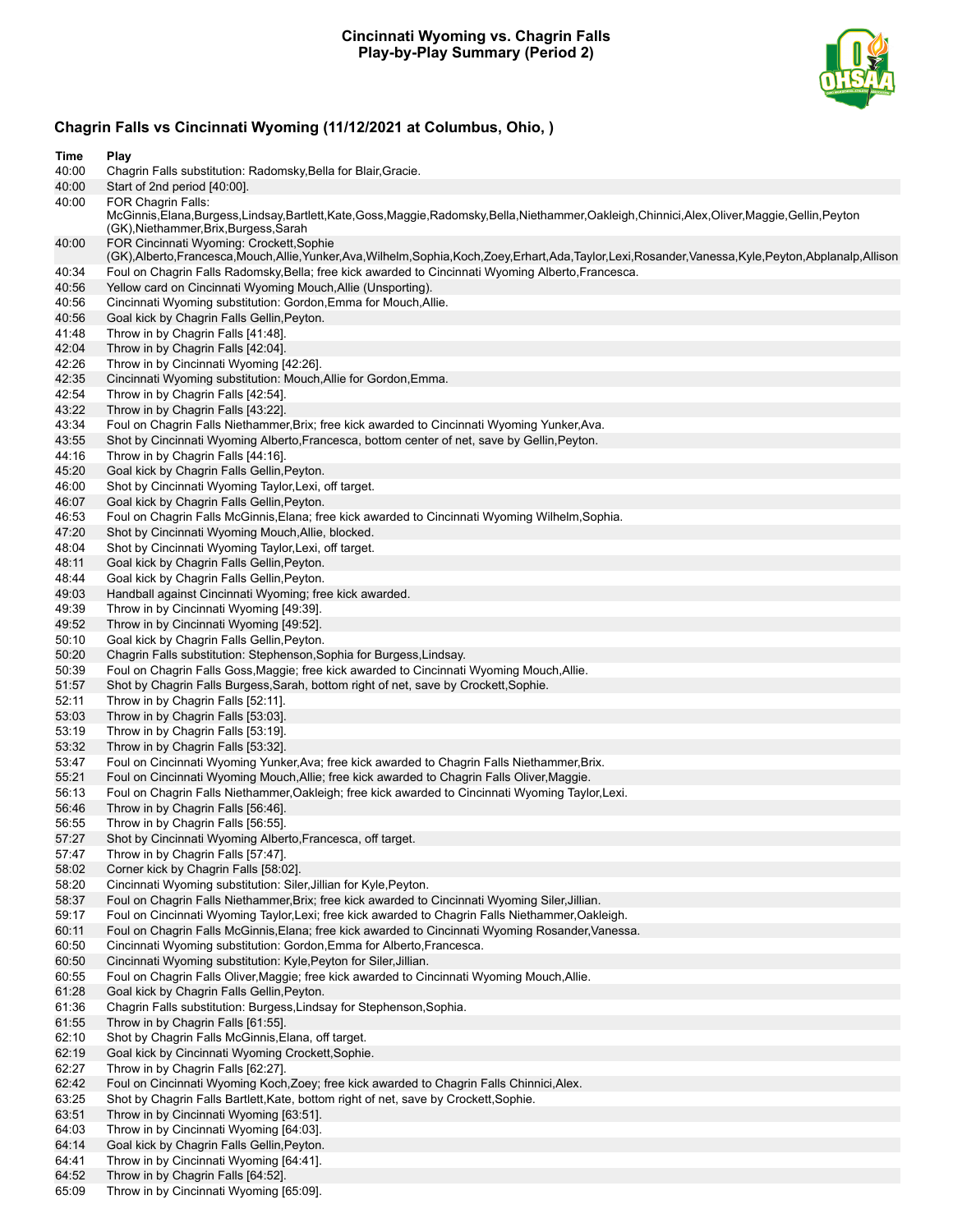## Cincinnati Wyoming vs. Chagrin Falls
## Play-by-Play Summary (Period 2)

### Chagrin Falls vs Cincinnati Wyoming (11/12/2021 at Columbus, Ohio, )

| Time | Play |
|---|---|
| 40:00 | Chagrin Falls substitution: Radomsky,Bella for Blair,Gracie. |
| 40:00 | Start of 2nd period [40:00]. |
| 40:00 | FOR Chagrin Falls: McGinnis,Elana,Burgess,Lindsay,Bartlett,Kate,Goss,Maggie,Radomsky,Bella,Niethammer,Oakleigh,Chinnici,Alex,Oliver,Maggie,Gellin,Peyton (GK),Niethammer,Brix,Burgess,Sarah |
| 40:00 | FOR Cincinnati Wyoming: Crockett,Sophie (GK),Alberto,Francesca,Mouch,Allie,Yunker,Ava,Wilhelm,Sophia,Koch,Zoey,Erhart,Ada,Taylor,Lexi,Rosander,Vanessa,Kyle,Peyton,Abplanalp,Allison |
| 40:34 | Foul on Chagrin Falls Radomsky,Bella; free kick awarded to Cincinnati Wyoming Alberto,Francesca. |
| 40:56 | Yellow card on Cincinnati Wyoming Mouch,Allie (Unsporting). |
| 40:56 | Cincinnati Wyoming substitution: Gordon,Emma for Mouch,Allie. |
| 40:56 | Goal kick by Chagrin Falls Gellin,Peyton. |
| 41:48 | Throw in by Chagrin Falls [41:48]. |
| 42:04 | Throw in by Chagrin Falls [42:04]. |
| 42:26 | Throw in by Cincinnati Wyoming [42:26]. |
| 42:35 | Cincinnati Wyoming substitution: Mouch,Allie for Gordon,Emma. |
| 42:54 | Throw in by Chagrin Falls [42:54]. |
| 43:22 | Throw in by Chagrin Falls [43:22]. |
| 43:34 | Foul on Chagrin Falls Niethammer,Brix; free kick awarded to Cincinnati Wyoming Yunker,Ava. |
| 43:55 | Shot by Cincinnati Wyoming Alberto,Francesca, bottom center of net, save by Gellin,Peyton. |
| 44:16 | Throw in by Chagrin Falls [44:16]. |
| 45:20 | Goal kick by Chagrin Falls Gellin,Peyton. |
| 46:00 | Shot by Cincinnati Wyoming Taylor,Lexi, off target. |
| 46:07 | Goal kick by Chagrin Falls Gellin,Peyton. |
| 46:53 | Foul on Chagrin Falls McGinnis,Elana; free kick awarded to Cincinnati Wyoming Wilhelm,Sophia. |
| 47:20 | Shot by Cincinnati Wyoming Mouch,Allie, blocked. |
| 48:04 | Shot by Cincinnati Wyoming Taylor,Lexi, off target. |
| 48:11 | Goal kick by Chagrin Falls Gellin,Peyton. |
| 48:44 | Goal kick by Chagrin Falls Gellin,Peyton. |
| 49:03 | Handball against Cincinnati Wyoming; free kick awarded. |
| 49:39 | Throw in by Cincinnati Wyoming [49:39]. |
| 49:52 | Throw in by Cincinnati Wyoming [49:52]. |
| 50:10 | Goal kick by Chagrin Falls Gellin,Peyton. |
| 50:20 | Chagrin Falls substitution: Stephenson,Sophia for Burgess,Lindsay. |
| 50:39 | Foul on Chagrin Falls Goss,Maggie; free kick awarded to Cincinnati Wyoming Mouch,Allie. |
| 51:57 | Shot by Chagrin Falls Burgess,Sarah, bottom right of net, save by Crockett,Sophie. |
| 52:11 | Throw in by Chagrin Falls [52:11]. |
| 53:03 | Throw in by Chagrin Falls [53:03]. |
| 53:19 | Throw in by Chagrin Falls [53:19]. |
| 53:32 | Throw in by Chagrin Falls [53:32]. |
| 53:47 | Foul on Cincinnati Wyoming Yunker,Ava; free kick awarded to Chagrin Falls Niethammer,Brix. |
| 55:21 | Foul on Cincinnati Wyoming Mouch,Allie; free kick awarded to Chagrin Falls Oliver,Maggie. |
| 56:13 | Foul on Chagrin Falls Niethammer,Oakleigh; free kick awarded to Cincinnati Wyoming Taylor,Lexi. |
| 56:46 | Throw in by Chagrin Falls [56:46]. |
| 56:55 | Throw in by Chagrin Falls [56:55]. |
| 57:27 | Shot by Cincinnati Wyoming Alberto,Francesca, off target. |
| 57:47 | Throw in by Chagrin Falls [57:47]. |
| 58:02 | Corner kick by Chagrin Falls [58:02]. |
| 58:20 | Cincinnati Wyoming substitution: Siler,Jillian for Kyle,Peyton. |
| 58:37 | Foul on Chagrin Falls Niethammer,Brix; free kick awarded to Cincinnati Wyoming Siler,Jillian. |
| 59:17 | Foul on Cincinnati Wyoming Taylor,Lexi; free kick awarded to Chagrin Falls Niethammer,Oakleigh. |
| 60:11 | Foul on Chagrin Falls McGinnis,Elana; free kick awarded to Cincinnati Wyoming Rosander,Vanessa. |
| 60:50 | Cincinnati Wyoming substitution: Gordon,Emma for Alberto,Francesca. |
| 60:50 | Cincinnati Wyoming substitution: Kyle,Peyton for Siler,Jillian. |
| 60:55 | Foul on Chagrin Falls Oliver,Maggie; free kick awarded to Cincinnati Wyoming Mouch,Allie. |
| 61:28 | Goal kick by Chagrin Falls Gellin,Peyton. |
| 61:36 | Chagrin Falls substitution: Burgess,Lindsay for Stephenson,Sophia. |
| 61:55 | Throw in by Chagrin Falls [61:55]. |
| 62:10 | Shot by Chagrin Falls McGinnis,Elana, off target. |
| 62:19 | Goal kick by Cincinnati Wyoming Crockett,Sophie. |
| 62:27 | Throw in by Chagrin Falls [62:27]. |
| 62:42 | Foul on Cincinnati Wyoming Koch,Zoey; free kick awarded to Chagrin Falls Chinnici,Alex. |
| 63:25 | Shot by Chagrin Falls Bartlett,Kate, bottom right of net, save by Crockett,Sophie. |
| 63:51 | Throw in by Cincinnati Wyoming [63:51]. |
| 64:03 | Throw in by Cincinnati Wyoming [64:03]. |
| 64:14 | Goal kick by Chagrin Falls Gellin,Peyton. |
| 64:41 | Throw in by Cincinnati Wyoming [64:41]. |
| 64:52 | Throw in by Chagrin Falls [64:52]. |
| 65:09 | Throw in by Cincinnati Wyoming [65:09]. |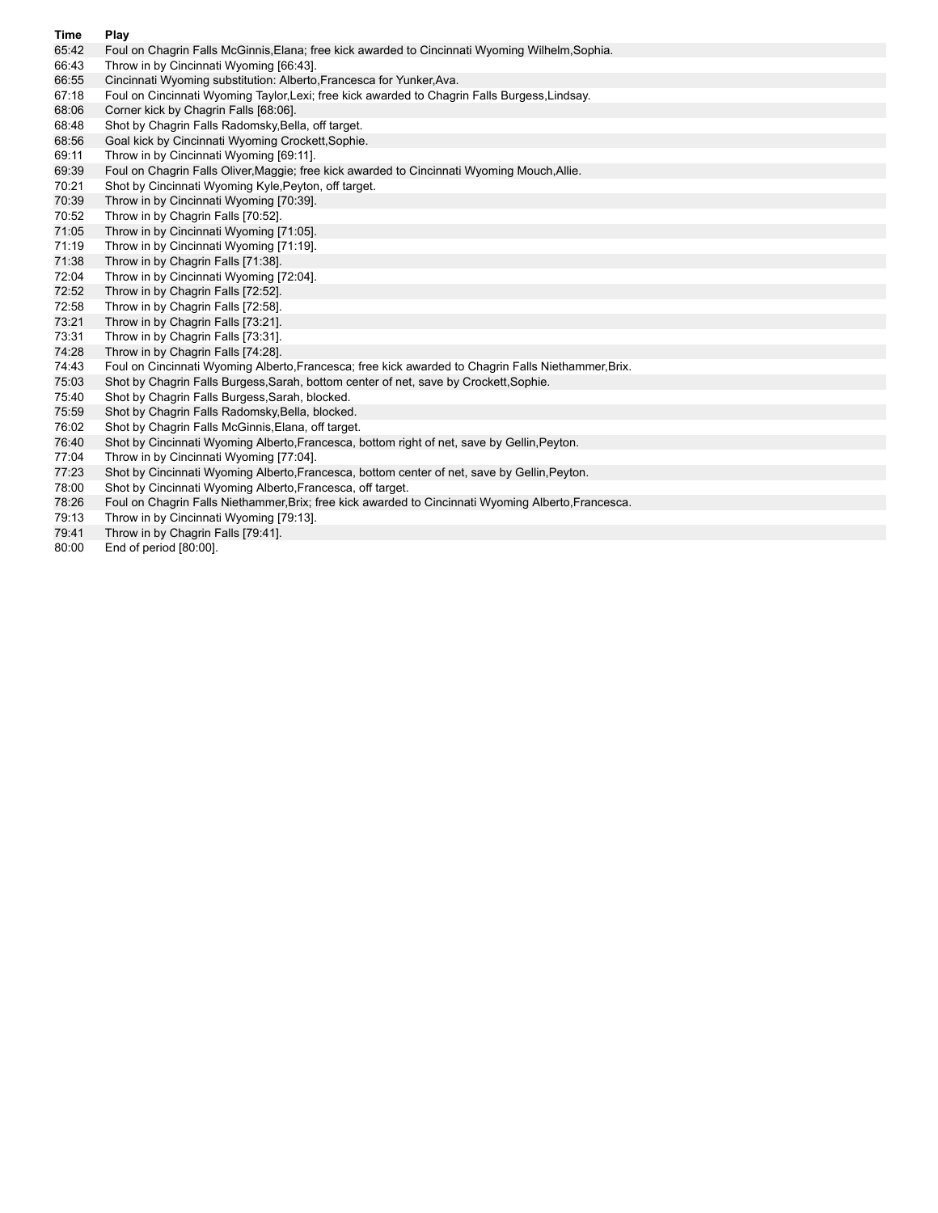| Time | Play |
| --- | --- |
| 65:42 | Foul on Chagrin Falls McGinnis,Elana; free kick awarded to Cincinnati Wyoming Wilhelm,Sophia. |
| 66:43 | Throw in by Cincinnati Wyoming [66:43]. |
| 66:55 | Cincinnati Wyoming substitution: Alberto,Francesca for Yunker,Ava. |
| 67:18 | Foul on Cincinnati Wyoming Taylor,Lexi; free kick awarded to Chagrin Falls Burgess,Lindsay. |
| 68:06 | Corner kick by Chagrin Falls [68:06]. |
| 68:48 | Shot by Chagrin Falls Radomsky,Bella, off target. |
| 68:56 | Goal kick by Cincinnati Wyoming Crockett,Sophie. |
| 69:11 | Throw in by Cincinnati Wyoming [69:11]. |
| 69:39 | Foul on Chagrin Falls Oliver,Maggie; free kick awarded to Cincinnati Wyoming Mouch,Allie. |
| 70:21 | Shot by Cincinnati Wyoming Kyle,Peyton, off target. |
| 70:39 | Throw in by Cincinnati Wyoming [70:39]. |
| 70:52 | Throw in by Chagrin Falls [70:52]. |
| 71:05 | Throw in by Cincinnati Wyoming [71:05]. |
| 71:19 | Throw in by Cincinnati Wyoming [71:19]. |
| 71:38 | Throw in by Chagrin Falls [71:38]. |
| 72:04 | Throw in by Cincinnati Wyoming [72:04]. |
| 72:52 | Throw in by Chagrin Falls [72:52]. |
| 72:58 | Throw in by Chagrin Falls [72:58]. |
| 73:21 | Throw in by Chagrin Falls [73:21]. |
| 73:31 | Throw in by Chagrin Falls [73:31]. |
| 74:28 | Throw in by Chagrin Falls [74:28]. |
| 74:43 | Foul on Cincinnati Wyoming Alberto,Francesca; free kick awarded to Chagrin Falls Niethammer,Brix. |
| 75:03 | Shot by Chagrin Falls Burgess,Sarah, bottom center of net, save by Crockett,Sophie. |
| 75:40 | Shot by Chagrin Falls Burgess,Sarah, blocked. |
| 75:59 | Shot by Chagrin Falls Radomsky,Bella, blocked. |
| 76:02 | Shot by Chagrin Falls McGinnis,Elana, off target. |
| 76:40 | Shot by Cincinnati Wyoming Alberto,Francesca, bottom right of net, save by Gellin,Peyton. |
| 77:04 | Throw in by Cincinnati Wyoming [77:04]. |
| 77:23 | Shot by Cincinnati Wyoming Alberto,Francesca, bottom center of net, save by Gellin,Peyton. |
| 78:00 | Shot by Cincinnati Wyoming Alberto,Francesca, off target. |
| 78:26 | Foul on Chagrin Falls Niethammer,Brix; free kick awarded to Cincinnati Wyoming Alberto,Francesca. |
| 79:13 | Throw in by Cincinnati Wyoming [79:13]. |
| 79:41 | Throw in by Chagrin Falls [79:41]. |
| 80:00 | End of period [80:00]. |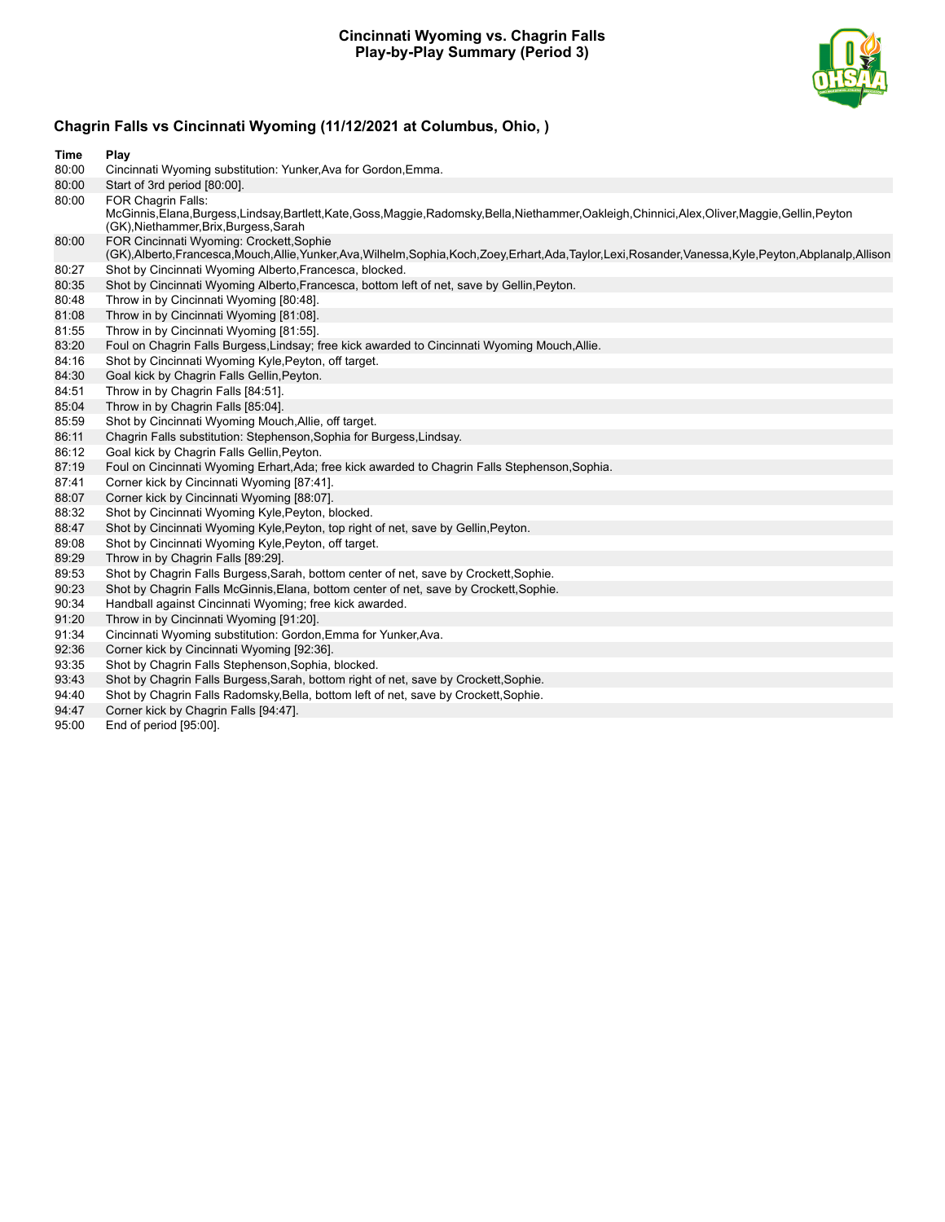**Cincinnati Wyoming vs. Chagrin Falls**
**Play-by-Play Summary (Period 3)**

## Chagrin Falls vs Cincinnati Wyoming (11/12/2021 at Columbus, Ohio, )

| Time | Play |
|---|---|
| 80:00 | Cincinnati Wyoming substitution: Yunker,Ava for Gordon,Emma. |
| 80:00 | Start of 3rd period [80:00]. |
| 80:00 | FOR Chagrin Falls: McGinnis,Elana,Burgess,Lindsay,Bartlett,Kate,Goss,Maggie,Radomsky,Bella,Niethammer,Oakleigh,Chinnici,Alex,Oliver,Maggie,Gellin,Peyton (GK),Niethammer,Brix,Burgess,Sarah |
| 80:00 | FOR Cincinnati Wyoming: Crockett,Sophie (GK),Alberto,Francesca,Mouch,Allie,Yunker,Ava,Wilhelm,Sophia,Koch,Zoey,Erhart,Ada,Taylor,Lexi,Rosander,Vanessa,Kyle,Peyton,Abplanalp,Allison |
| 80:27 | Shot by Cincinnati Wyoming Alberto,Francesca, blocked. |
| 80:35 | Shot by Cincinnati Wyoming Alberto,Francesca, bottom left of net, save by Gellin,Peyton. |
| 80:48 | Throw in by Cincinnati Wyoming [80:48]. |
| 81:08 | Throw in by Cincinnati Wyoming [81:08]. |
| 81:55 | Throw in by Cincinnati Wyoming [81:55]. |
| 83:20 | Foul on Chagrin Falls Burgess,Lindsay; free kick awarded to Cincinnati Wyoming Mouch,Allie. |
| 84:16 | Shot by Cincinnati Wyoming Kyle,Peyton, off target. |
| 84:30 | Goal kick by Chagrin Falls Gellin,Peyton. |
| 84:51 | Throw in by Chagrin Falls [84:51]. |
| 85:04 | Throw in by Chagrin Falls [85:04]. |
| 85:59 | Shot by Cincinnati Wyoming Mouch,Allie, off target. |
| 86:11 | Chagrin Falls substitution: Stephenson,Sophia for Burgess,Lindsay. |
| 86:12 | Goal kick by Chagrin Falls Gellin,Peyton. |
| 87:19 | Foul on Cincinnati Wyoming Erhart,Ada; free kick awarded to Chagrin Falls Stephenson,Sophia. |
| 87:41 | Corner kick by Cincinnati Wyoming [87:41]. |
| 88:07 | Corner kick by Cincinnati Wyoming [88:07]. |
| 88:32 | Shot by Cincinnati Wyoming Kyle,Peyton, blocked. |
| 88:47 | Shot by Cincinnati Wyoming Kyle,Peyton, top right of net, save by Gellin,Peyton. |
| 89:08 | Shot by Cincinnati Wyoming Kyle,Peyton, off target. |
| 89:29 | Throw in by Chagrin Falls [89:29]. |
| 89:53 | Shot by Chagrin Falls Burgess,Sarah, bottom center of net, save by Crockett,Sophie. |
| 90:23 | Shot by Chagrin Falls McGinnis,Elana, bottom center of net, save by Crockett,Sophie. |
| 90:34 | Handball against Cincinnati Wyoming; free kick awarded. |
| 91:20 | Throw in by Cincinnati Wyoming [91:20]. |
| 91:34 | Cincinnati Wyoming substitution: Gordon,Emma for Yunker,Ava. |
| 92:36 | Corner kick by Cincinnati Wyoming [92:36]. |
| 93:35 | Shot by Chagrin Falls Stephenson,Sophia, blocked. |
| 93:43 | Shot by Chagrin Falls Burgess,Sarah, bottom right of net, save by Crockett,Sophie. |
| 94:40 | Shot by Chagrin Falls Radomsky,Bella, bottom left of net, save by Crockett,Sophie. |
| 94:47 | Corner kick by Chagrin Falls [94:47]. |
| 95:00 | End of period [95:00]. |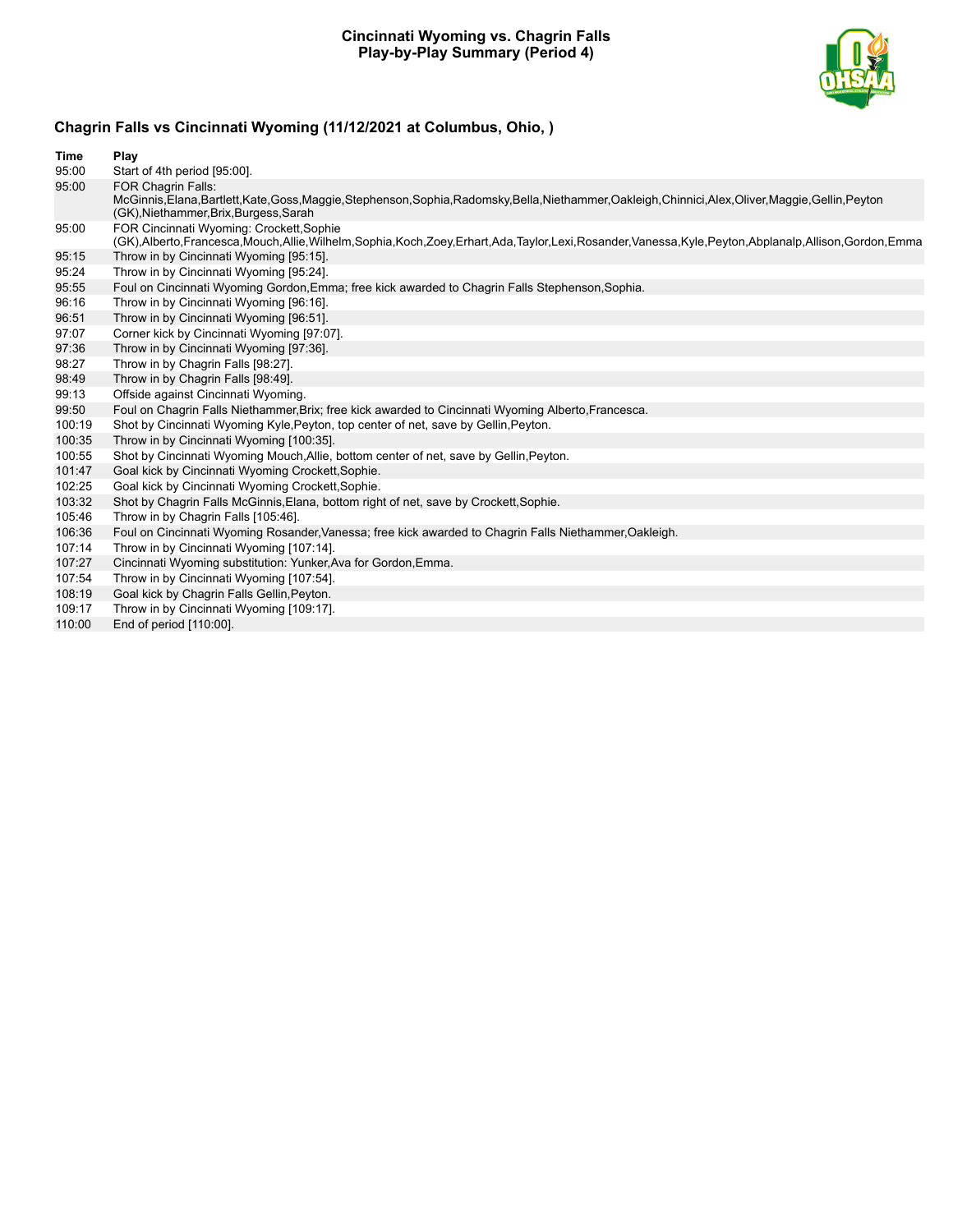# Cincinnati Wyoming vs. Chagrin Falls
## Play-by-Play Summary (Period 4)

### Chagrin Falls vs Cincinnati Wyoming (11/12/2021 at Columbus, Ohio, )

| Time | Play |
|---|---|
| 95:00 | Start of 4th period [95:00]. |
| 95:00 | FOR Chagrin Falls: McGinnis,Elana,Bartlett,Kate,Goss,Maggie,Stephenson,Sophia,Radomsky,Bella,Niethammer,Oakleigh,Chinnici,Alex,Oliver,Maggie,Gellin,Peyton (GK),Niethammer,Brix,Burgess,Sarah |
| 95:00 | FOR Cincinnati Wyoming: Crockett,Sophie (GK),Alberto,Francesca,Mouch,Allie,Wilhelm,Sophia,Koch,Zoey,Erhart,Ada,Taylor,Lexi,Rosander,Vanessa,Kyle,Peyton,Abplanalp,Allison,Gordon,Emma |
| 95:15 | Throw in by Cincinnati Wyoming [95:15]. |
| 95:24 | Throw in by Cincinnati Wyoming [95:24]. |
| 95:55 | Foul on Cincinnati Wyoming Gordon,Emma; free kick awarded to Chagrin Falls Stephenson,Sophia. |
| 96:16 | Throw in by Cincinnati Wyoming [96:16]. |
| 96:51 | Throw in by Cincinnati Wyoming [96:51]. |
| 97:07 | Corner kick by Cincinnati Wyoming [97:07]. |
| 97:36 | Throw in by Cincinnati Wyoming [97:36]. |
| 98:27 | Throw in by Chagrin Falls [98:27]. |
| 98:49 | Throw in by Chagrin Falls [98:49]. |
| 99:13 | Offside against Cincinnati Wyoming. |
| 99:50 | Foul on Chagrin Falls Niethammer,Brix; free kick awarded to Cincinnati Wyoming Alberto,Francesca. |
| 100:19 | Shot by Cincinnati Wyoming Kyle,Peyton, top center of net, save by Gellin,Peyton. |
| 100:35 | Throw in by Cincinnati Wyoming [100:35]. |
| 100:55 | Shot by Cincinnati Wyoming Mouch,Allie, bottom center of net, save by Gellin,Peyton. |
| 101:47 | Goal kick by Cincinnati Wyoming Crockett,Sophie. |
| 102:25 | Goal kick by Cincinnati Wyoming Crockett,Sophie. |
| 103:32 | Shot by Chagrin Falls McGinnis,Elana, bottom right of net, save by Crockett,Sophie. |
| 105:46 | Throw in by Chagrin Falls [105:46]. |
| 106:36 | Foul on Cincinnati Wyoming Rosander,Vanessa; free kick awarded to Chagrin Falls Niethammer,Oakleigh. |
| 107:14 | Throw in by Cincinnati Wyoming [107:14]. |
| 107:27 | Cincinnati Wyoming substitution: Yunker,Ava for Gordon,Emma. |
| 107:54 | Throw in by Cincinnati Wyoming [107:54]. |
| 108:19 | Goal kick by Chagrin Falls Gellin,Peyton. |
| 109:17 | Throw in by Cincinnati Wyoming [109:17]. |
| 110:00 | End of period [110:00]. |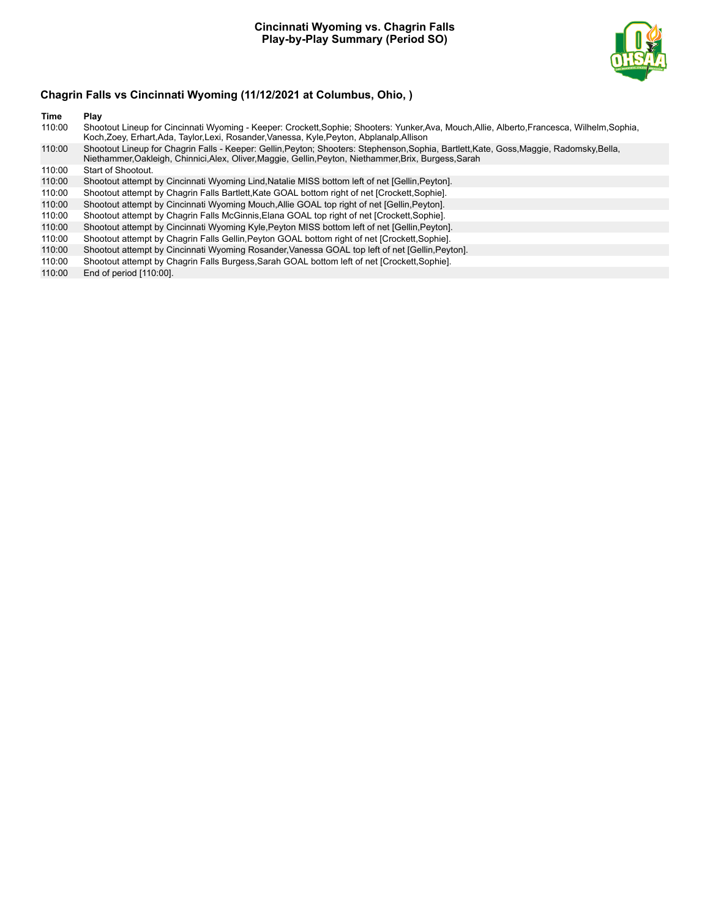**Cincinnati Wyoming vs. Chagrin Falls**
**Play-by-Play Summary (Period SO)**

## Chagrin Falls vs Cincinnati Wyoming (11/12/2021 at Columbus, Ohio, )

| Time | Play |
|---|---|
| 110:00 | Shootout Lineup for Cincinnati Wyoming - Keeper: Crockett,Sophie; Shooters: Yunker,Ava, Mouch,Allie, Alberto,Francesca, Wilhelm,Sophia, Koch,Zoey, Erhart,Ada, Taylor,Lexi, Rosander,Vanessa, Kyle,Peyton, Abplanalp,Allison |
| 110:00 | Shootout Lineup for Chagrin Falls - Keeper: Gellin,Peyton; Shooters: Stephenson,Sophia, Bartlett,Kate, Goss,Maggie, Radomsky,Bella, Niethammer,Oakleigh, Chinnici,Alex, Oliver,Maggie, Gellin,Peyton, Niethammer,Brix, Burgess,Sarah |
| 110:00 | Start of Shootout. |
| 110:00 | Shootout attempt by Cincinnati Wyoming Lind,Natalie MISS bottom left of net [Gellin,Peyton]. |
| 110:00 | Shootout attempt by Chagrin Falls Bartlett,Kate GOAL bottom right of net [Crockett,Sophie]. |
| 110:00 | Shootout attempt by Cincinnati Wyoming Mouch,Allie GOAL top right of net [Gellin,Peyton]. |
| 110:00 | Shootout attempt by Chagrin Falls McGinnis,Elana GOAL top right of net [Crockett,Sophie]. |
| 110:00 | Shootout attempt by Cincinnati Wyoming Kyle,Peyton MISS bottom left of net [Gellin,Peyton]. |
| 110:00 | Shootout attempt by Chagrin Falls Gellin,Peyton GOAL bottom right of net [Crockett,Sophie]. |
| 110:00 | Shootout attempt by Cincinnati Wyoming Rosander,Vanessa GOAL top left of net [Gellin,Peyton]. |
| 110:00 | Shootout attempt by Chagrin Falls Burgess,Sarah GOAL bottom left of net [Crockett,Sophie]. |
| 110:00 | End of period [110:00]. |